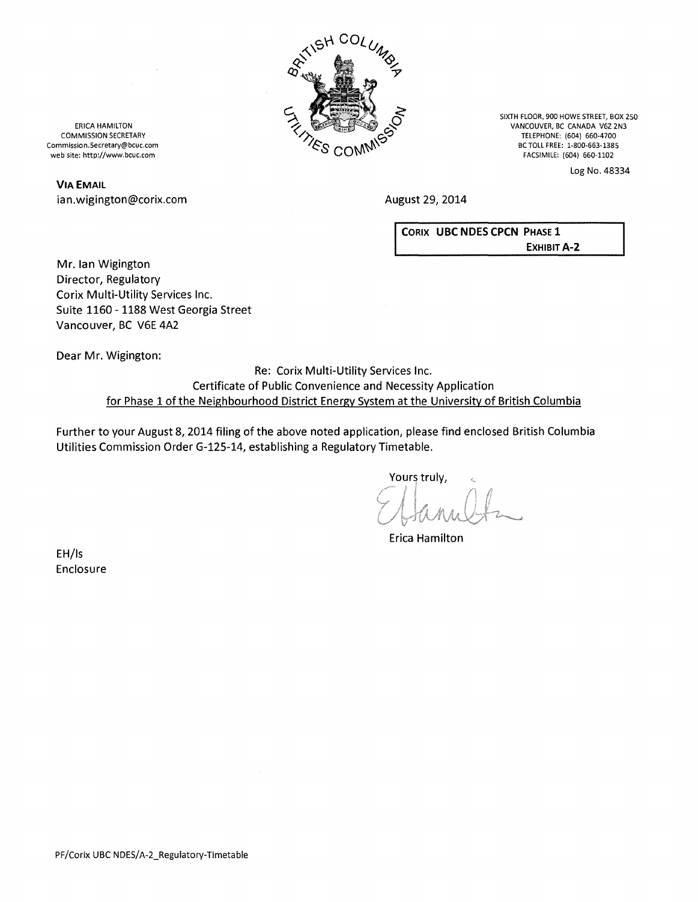ERICA HAMILTON
COMMISSION SECRETARY
Commission.Secretary@bcuc.com
web site: http://www.bcuc.com

SIXTH FLOOR, 900 HOWE STREET, BOX 250
VANCOUVER, BC CANADA V6Z 2N3
TELEPHONE: (604) 660-4700
BC TOLL FREE: 1-800-663-1385
FACSIMILE: (604) 660-1102

Log No. 48334

**VIA EMAIL**
ian.wigington@corix.com

August 29, 2014

**CORIX UBC NDES CPCN PHASE 1**
**EXHIBIT A-2**

Mr. Ian Wigington
Director, Regulatory
Corix Multi-Utility Services Inc.
Suite 1160 - 1188 West Georgia Street
Vancouver, BC V6E 4A2

Dear Mr. Wigington:

Re: Corix Multi-Utility Services Inc.
Certificate of Public Convenience and Necessity Application
for Phase 1 of the Neighbourhood District Energy System at the University of British Columbia

Further to your August 8, 2014 filing of the above noted application, please find enclosed British Columbia Utilities Commission Order G-125-14, establishing a Regulatory Timetable.

Yours truly,

Erica Hamilton

EH/ls
Enclosure

PF/Corix UBC NDES/A-2_Regulatory-Timetable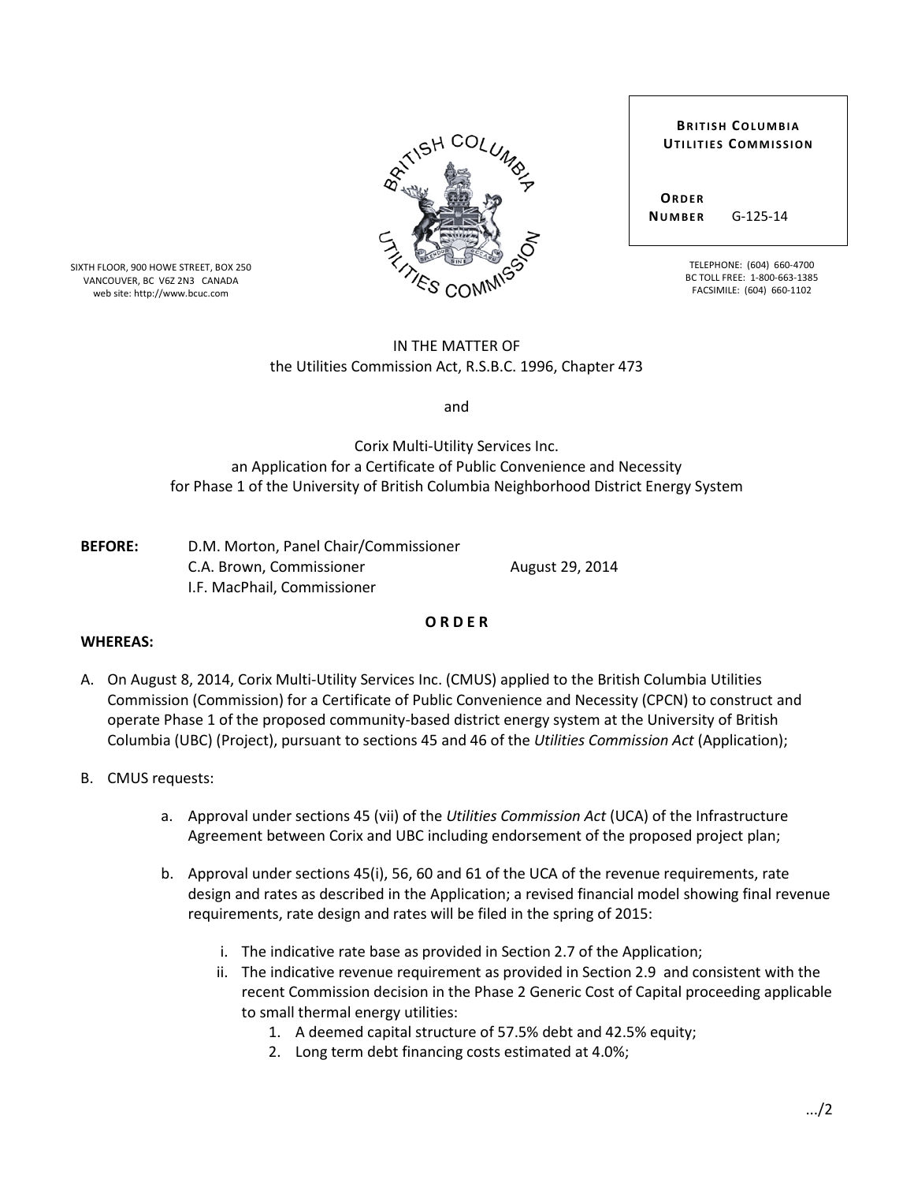SIXTH FLOOR, 900 HOWE STREET, BOX 250
VANCOUVER, BC V6Z 2N3 CANADA
web site: http://www.bcuc.com

**BRITISH COLUMBIA UTILITIES COMMISSION**

**ORDER NUMBER** G-125-14

TELEPHONE: (604) 660-4700
BC TOLL FREE: 1-800-663-1385
FACSIMILE: (604) 660-1102

IN THE MATTER OF
the Utilities Commission Act, R.S.B.C. 1996, Chapter 473

and

Corix Multi-Utility Services Inc.
an Application for a Certificate of Public Convenience and Necessity
for Phase 1 of the University of British Columbia Neighborhood District Energy System

**BEFORE:** D.M. Morton, Panel Chair/Commissioner
C.A. Brown, Commissioner
I.F. MacPhail, Commissioner

August 29, 2014

**O R D E R**

**WHEREAS:**

A. On August 8, 2014, Corix Multi-Utility Services Inc. (CMUS) applied to the British Columbia Utilities Commission (Commission) for a Certificate of Public Convenience and Necessity (CPCN) to construct and operate Phase 1 of the proposed community-based district energy system at the University of British Columbia (UBC) (Project), pursuant to sections 45 and 46 of the *Utilities Commission Act* (Application);

B. CMUS requests:

   a. Approval under sections 45 (vii) of the *Utilities Commission Act* (UCA) of the Infrastructure Agreement between Corix and UBC including endorsement of the proposed project plan;

   b. Approval under sections 45(i), 56, 60 and 61 of the UCA of the revenue requirements, rate design and rates as described in the Application; a revised financial model showing final revenue requirements, rate design and rates will be filed in the spring of 2015:

      i. The indicative rate base as provided in Section 2.7 of the Application;

      ii. The indicative revenue requirement as provided in Section 2.9 and consistent with the recent Commission decision in the Phase 2 Generic Cost of Capital proceeding applicable to small thermal energy utilities:

         1. A deemed capital structure of 57.5% debt and 42.5% equity;
         2. Long term debt financing costs estimated at 4.0%;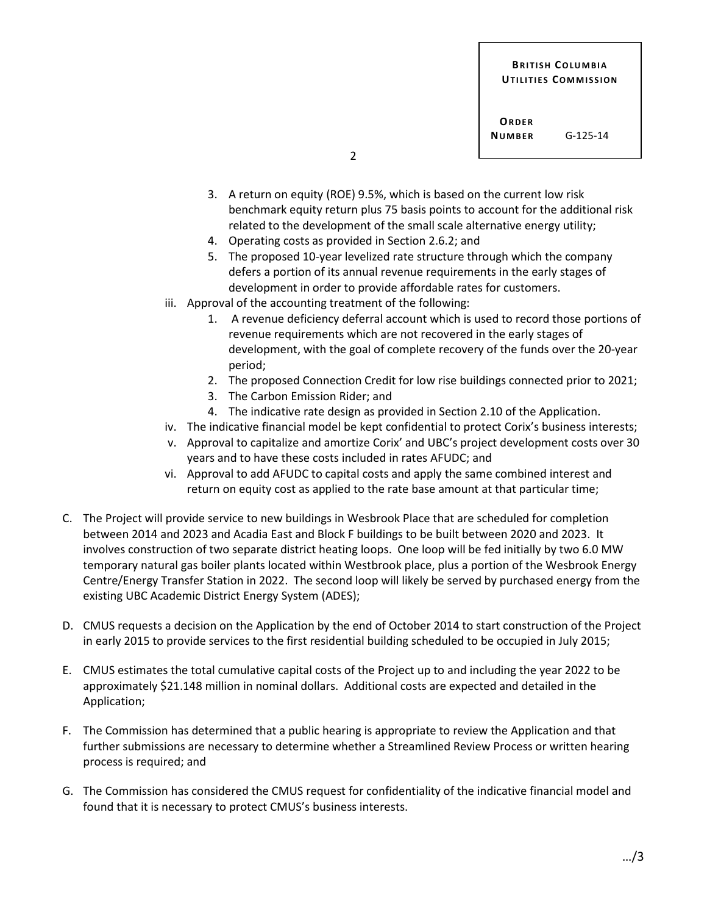3. A return on equity (ROE) 9.5%, which is based on the current low risk benchmark equity return plus 75 basis points to account for the additional risk related to the development of the small scale alternative energy utility;
4. Operating costs as provided in Section 2.6.2; and
5. The proposed 10-year levelized rate structure through which the company defers a portion of its annual revenue requirements in the early stages of development in order to provide affordable rates for customers.

iii. Approval of the accounting treatment of the following:
   1. A revenue deficiency deferral account which is used to record those portions of revenue requirements which are not recovered in the early stages of development, with the goal of complete recovery of the funds over the 20-year period;
   2. The proposed Connection Credit for low rise buildings connected prior to 2021;
   3. The Carbon Emission Rider; and
   4. The indicative rate design as provided in Section 2.10 of the Application.

iv. The indicative financial model be kept confidential to protect Corix's business interests;

v. Approval to capitalize and amortize Corix' and UBC's project development costs over 30 years and to have these costs included in rates AFUDC; and

vi. Approval to add AFUDC to capital costs and apply the same combined interest and return on equity cost as applied to the rate base amount at that particular time;

C. The Project will provide service to new buildings in Wesbrook Place that are scheduled for completion between 2014 and 2023 and Acadia East and Block F buildings to be built between 2020 and 2023. It involves construction of two separate district heating loops. One loop will be fed initially by two 6.0 MW temporary natural gas boiler plants located within Westbrook place, plus a portion of the Wesbrook Energy Centre/Energy Transfer Station in 2022. The second loop will likely be served by purchased energy from the existing UBC Academic District Energy System (ADES);

D. CMUS requests a decision on the Application by the end of October 2014 to start construction of the Project in early 2015 to provide services to the first residential building scheduled to be occupied in July 2015;

E. CMUS estimates the total cumulative capital costs of the Project up to and including the year 2022 to be approximately $21.148 million in nominal dollars. Additional costs are expected and detailed in the Application;

F. The Commission has determined that a public hearing is appropriate to review the Application and that further submissions are necessary to determine whether a Streamlined Review Process or written hearing process is required; and

G. The Commission has considered the CMUS request for confidentiality of the indicative financial model and found that it is necessary to protect CMUS's business interests.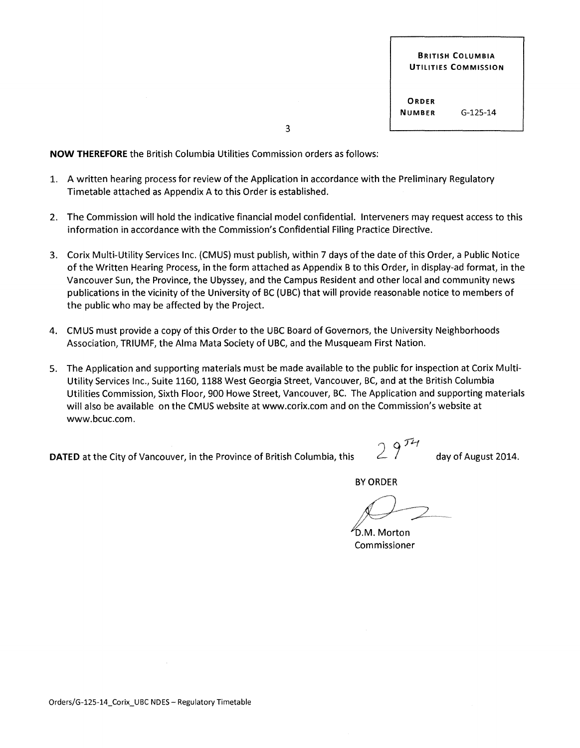| BRITISH COLUMBIA UTILITIES COMMISSION | |
| --- | --- |
| ORDER NUMBER | G-125-14 |

**NOW THEREFORE** the British Columbia Utilities Commission orders as follows:

1. A written hearing process for review of the Application in accordance with the Preliminary Regulatory Timetable attached as Appendix A to this Order is established.

2. The Commission will hold the indicative financial model confidential. Interveners may request access to this information in accordance with the Commission's Confidential Filing Practice Directive.

3. Corix Multi-Utility Services Inc. (CMUS) must publish, within 7 days of the date of this Order, a Public Notice of the Written Hearing Process, in the form attached as Appendix B to this Order, in display-ad format, in the Vancouver Sun, the Province, the Ubyssey, and the Campus Resident and other local and community news publications in the vicinity of the University of BC (UBC) that will provide reasonable notice to members of the public who may be affected by the Project.

4. CMUS must provide a copy of this Order to the UBC Board of Governors, the University Neighborhoods Association, TRIUMF, the Alma Mata Society of UBC, and the Musqueam First Nation.

5. The Application and supporting materials must be made available to the public for inspection at Corix Multi-Utility Services Inc., Suite 1160, 1188 West Georgia Street, Vancouver, BC, and at the British Columbia Utilities Commission, Sixth Floor, 900 Howe Street, Vancouver, BC. The Application and supporting materials will also be available on the CMUS website at www.corix.com and on the Commission's website at www.bcuc.com.

**DATED** at the City of Vancouver, in the Province of British Columbia, this 29TH day of August 2014.

BY ORDER

D.M. Morton
Commissioner

Orders/G-125-14_Corix_UBC NDES – Regulatory Timetable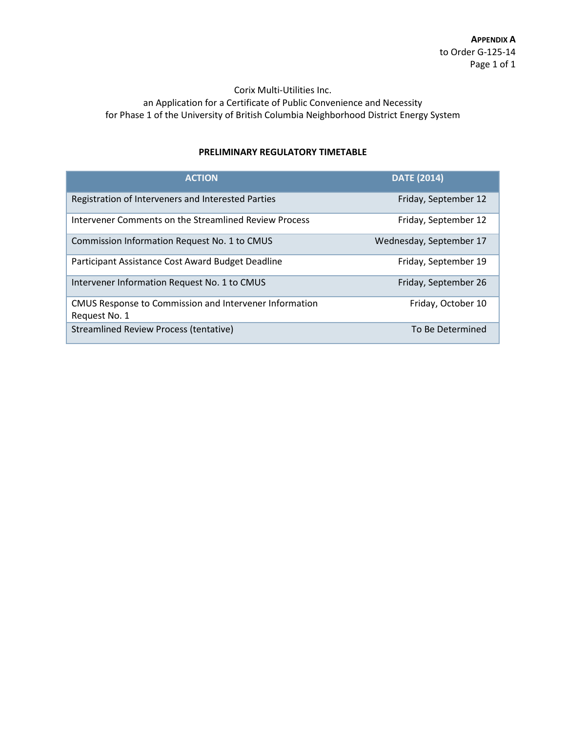**APPENDIX A**
to Order G-125-14

Corix Multi-Utilities Inc.
an Application for a Certificate of Public Convenience and Necessity
for Phase 1 of the University of British Columbia Neighborhood District Energy System

**PRELIMINARY REGULATORY TIMETABLE**

| ACTION | DATE (2014) |
| --- | --- |
| Registration of Interveners and Interested Parties | Friday, September 12 |
| Intervener Comments on the Streamlined Review Process | Friday, September 12 |
| Commission Information Request No. 1 to CMUS | Wednesday, September 17 |
| Participant Assistance Cost Award Budget Deadline | Friday, September 19 |
| Intervener Information Request No. 1 to CMUS | Friday, September 26 |
| CMUS Response to Commission and Intervener Information Request No. 1 | Friday, October 10 |
| Streamlined Review Process (tentative) | To Be Determined |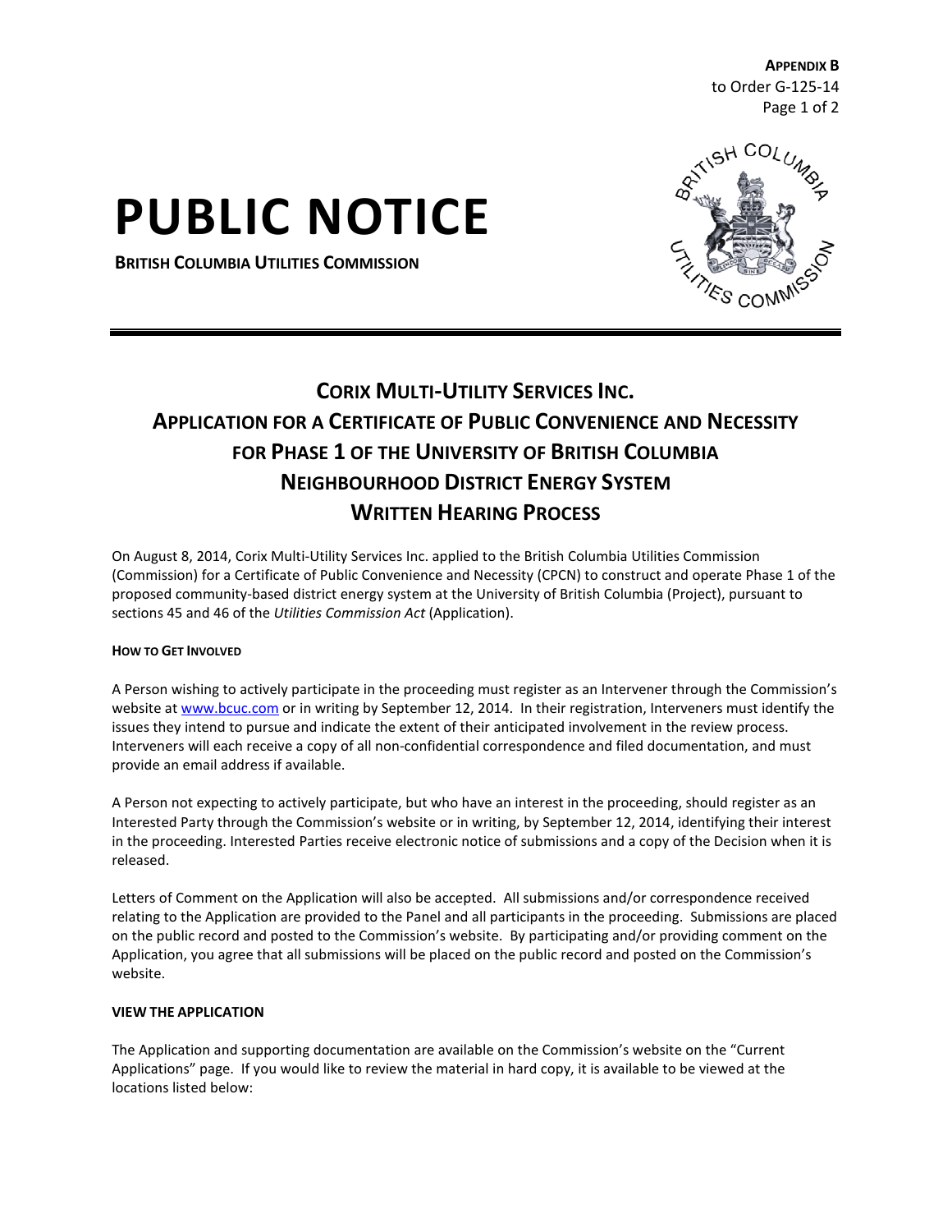APPENDIX B
to Order G-125-14

# PUBLIC NOTICE

**BRITISH COLUMBIA UTILITIES COMMISSION**

## CORIX MULTI-UTILITY SERVICES INC.
## APPLICATION FOR A CERTIFICATE OF PUBLIC CONVENIENCE AND NECESSITY FOR PHASE 1 OF THE UNIVERSITY OF BRITISH COLUMBIA NEIGHBOURHOOD DISTRICT ENERGY SYSTEM
## WRITTEN HEARING PROCESS

On August 8, 2014, Corix Multi-Utility Services Inc. applied to the British Columbia Utilities Commission (Commission) for a Certificate of Public Convenience and Necessity (CPCN) to construct and operate Phase 1 of the proposed community-based district energy system at the University of British Columbia (Project), pursuant to sections 45 and 46 of the *Utilities Commission Act* (Application).

**HOW TO GET INVOLVED**

A Person wishing to actively participate in the proceeding must register as an Intervener through the Commission's website at www.bcuc.com or in writing by September 12, 2014. In their registration, Interveners must identify the issues they intend to pursue and indicate the extent of their anticipated involvement in the review process. Interveners will each receive a copy of all non-confidential correspondence and filed documentation, and must provide an email address if available.

A Person not expecting to actively participate, but who have an interest in the proceeding, should register as an Interested Party through the Commission's website or in writing, by September 12, 2014, identifying their interest in the proceeding. Interested Parties receive electronic notice of submissions and a copy of the Decision when it is released.

Letters of Comment on the Application will also be accepted. All submissions and/or correspondence received relating to the Application are provided to the Panel and all participants in the proceeding. Submissions are placed on the public record and posted to the Commission's website. By participating and/or providing comment on the Application, you agree that all submissions will be placed on the public record and posted on the Commission's website.

**VIEW THE APPLICATION**

The Application and supporting documentation are available on the Commission's website on the "Current Applications" page. If you would like to review the material in hard copy, it is available to be viewed at the locations listed below: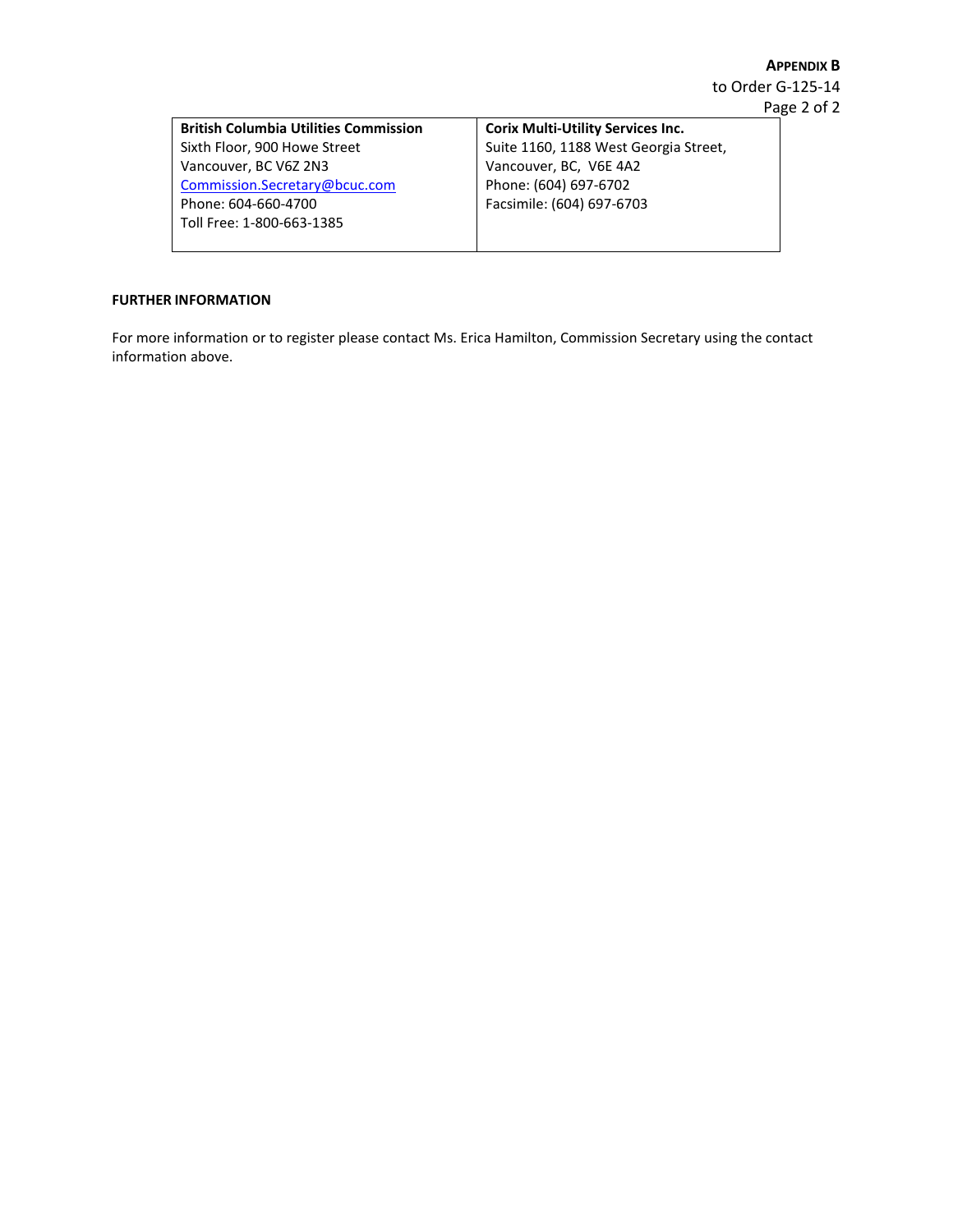| British Columbia Utilities Commission | Corix Multi-Utility Services Inc. |
|---|---|
| Sixth Floor, 900 Howe Street<br>Vancouver, BC V6Z 2N3<br>Commission.Secretary@bcuc.com<br>Phone: 604-660-4700<br>Toll Free: 1-800-663-1385 | Suite 1160, 1188 West Georgia Street,<br>Vancouver, BC, V6E 4A2<br>Phone: (604) 697-6702<br>Facsimile: (604) 697-6703 |

**FURTHER INFORMATION**

For more information or to register please contact Ms. Erica Hamilton, Commission Secretary using the contact information above.